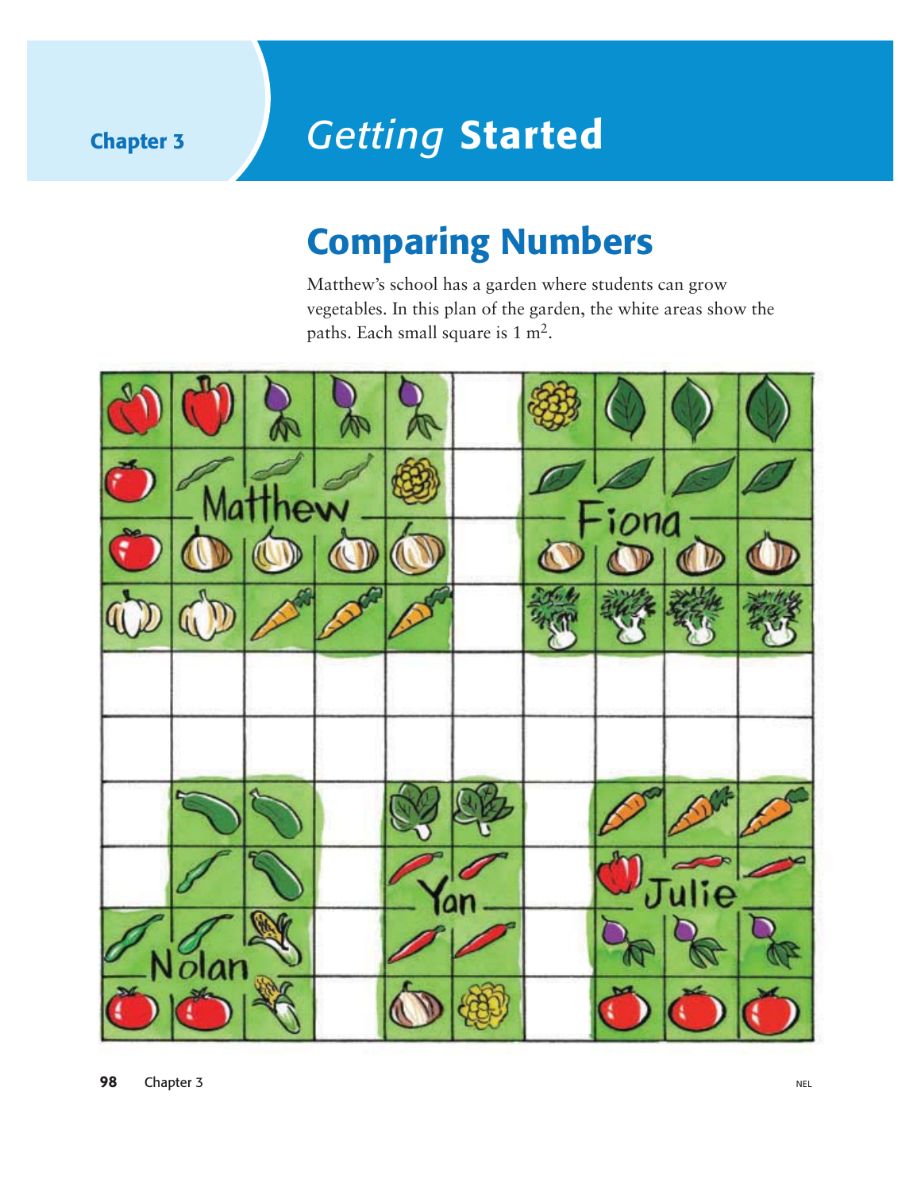# Chapter 3 *Getting* Started

## Comparing Numbers

Matthew's school has a garden where students can grow vegetables. In this plan of the garden, the white areas show the paths. Each small square is 1 $m^2$.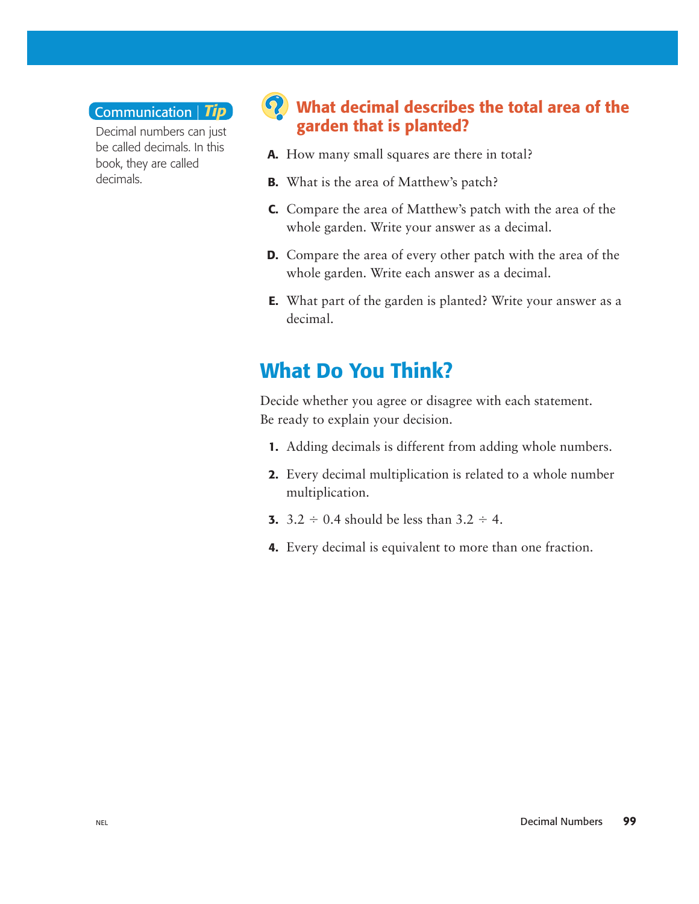**Communication Tip**

Decimal numbers can just be called decimals. In this book, they are called decimals.

### What decimal describes the total area of the garden that is planted?

**A.** How many small squares are there in total?

**B.** What is the area of Matthew's patch?

**C.** Compare the area of Matthew's patch with the area of the whole garden. Write your answer as a decimal.

**D.** Compare the area of every other patch with the area of the whole garden. Write each answer as a decimal.

**E.** What part of the garden is planted? Write your answer as a decimal.

## What Do You Think?

Decide whether you agree or disagree with each statement. Be ready to explain your decision.

1. Adding decimals is different from adding whole numbers.
2. Every decimal multiplication is related to a whole number multiplication.
3. $3.2 \div 0.4$ should be less than $3.2 \div 4$.
4. Every decimal is equivalent to more than one fraction.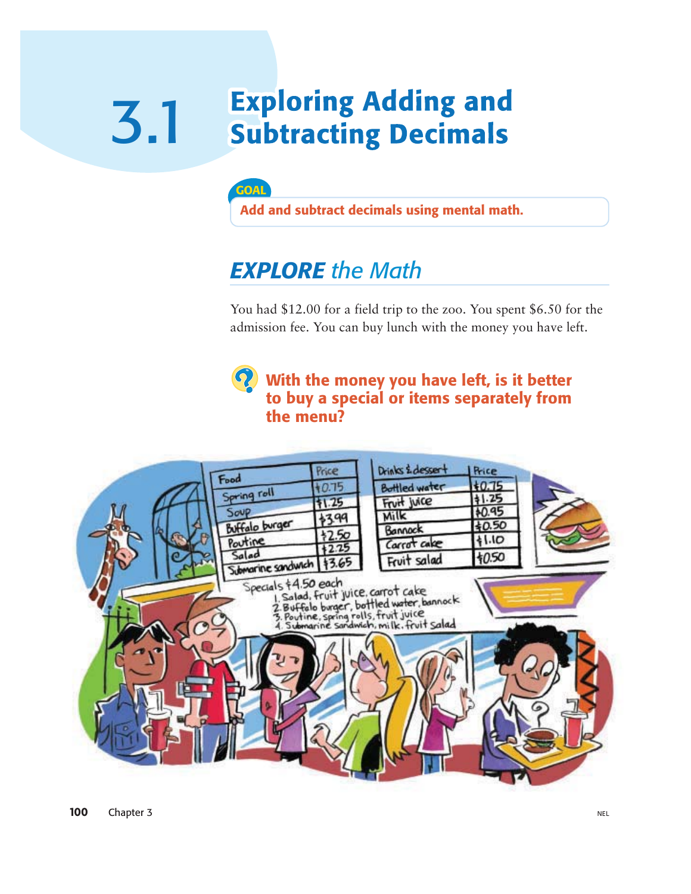# 3.1 Exploring Adding and Subtracting Decimals

**GOAL**

**Add and subtract decimals using mental math.**

## *EXPLORE the Math*

You had $12.00 for a field trip to the zoo. You spent $6.50 for the admission fee. You can buy lunch with the money you have left.

**With the money you have left, is it better to buy a special or items separately from the menu?**

| Food | Price |
|---|---|
| Spring roll | $0.75 |
| Soup | $1.25 |
| Buffalo burger | $3.99 |
| Poutine | $2.50 |
| Salad | $2.25 |
| Submarine sandwich | $3.65 |

| Drinks & dessert | Price |
|---|---|
| Bottled water | $0.75 |
| Fruit juice | $1.25 |
| Milk | $0.95 |
| Bannock | $0.50 |
| Carrot cake | $1.10 |
| Fruit salad | $0.50 |

Specials $4.50 each
1. Salad, fruit juice, carrot cake
2. Buffalo burger, bottled water, bannock
3. Poutine, spring rolls, fruit juice
4. Submarine sandwich, milk, fruit salad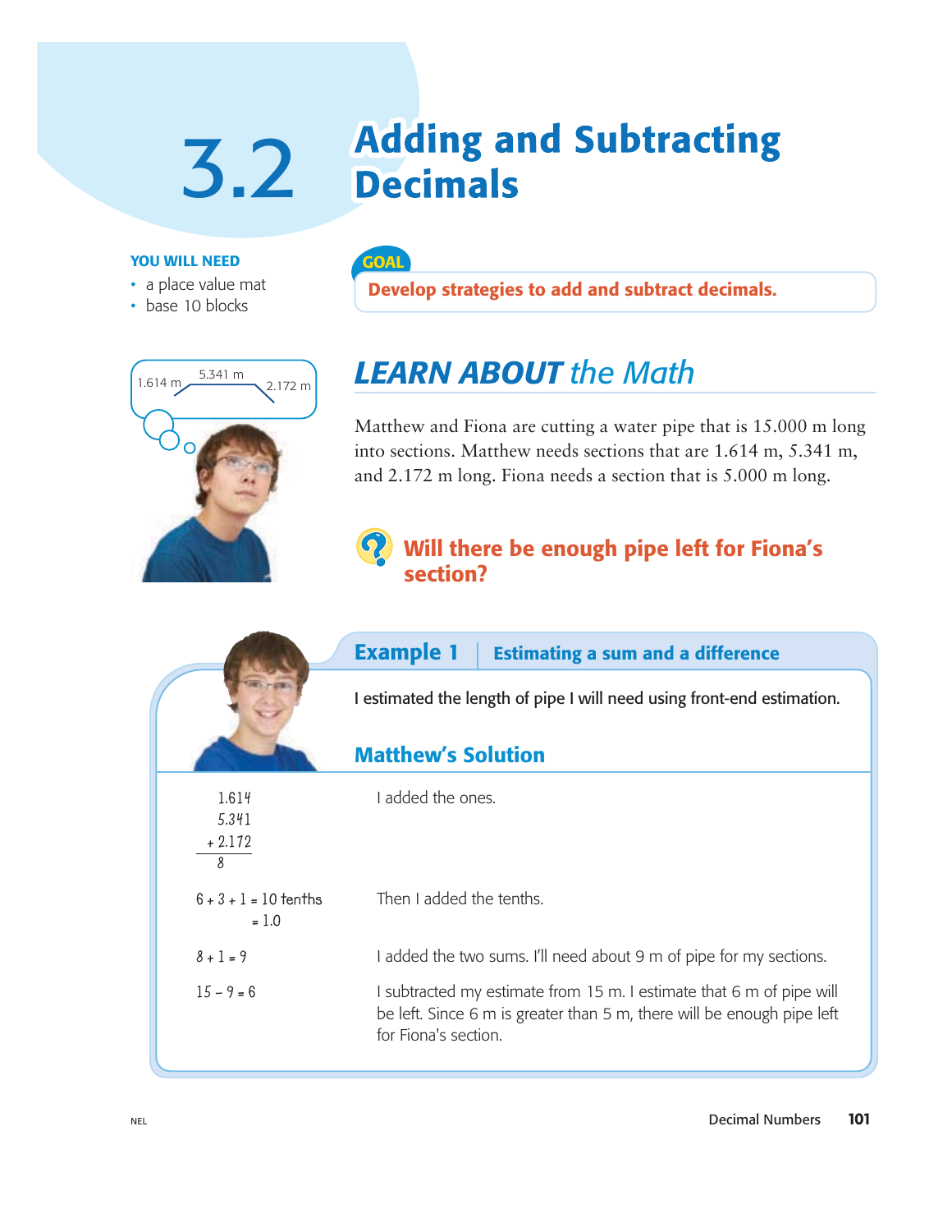# 3.2 Adding and Subtracting Decimals

**YOU WILL NEED**

- a place value mat
- base 10 blocks

**GOAL**

**Develop strategies to add and subtract decimals.**

1.614 m 5.341 m 2.172 m

## *LEARN ABOUT the Math*

Matthew and Fiona are cutting a water pipe that is 15.000 m long into sections. Matthew needs sections that are 1.614 m, 5.341 m, and 2.172 m long. Fiona needs a section that is 5.000 m long.

### Will there be enough pipe left for Fiona's section?

### Example 1 | Estimating a sum and a difference

I estimated the length of pipe I will need using front-end estimation.

### Matthew's Solution

| | |
|---|---|
| $\begin{array}{r} 1.614 \\ 5.341 \\ +\ 2.172 \\ \hline 8 \end{array}$ | I added the ones. |
| $6 + 3 + 1 = 10$ tenths $= 1.0$ | Then I added the tenths. |
| $8 + 1 = 9$ | I added the two sums. I'll need about 9 m of pipe for my sections. |
| $15 - 9 = 6$ | I subtracted my estimate from 15 m. I estimate that 6 m of pipe will be left. Since 6 m is greater than 5 m, there will be enough pipe left for Fiona's section. |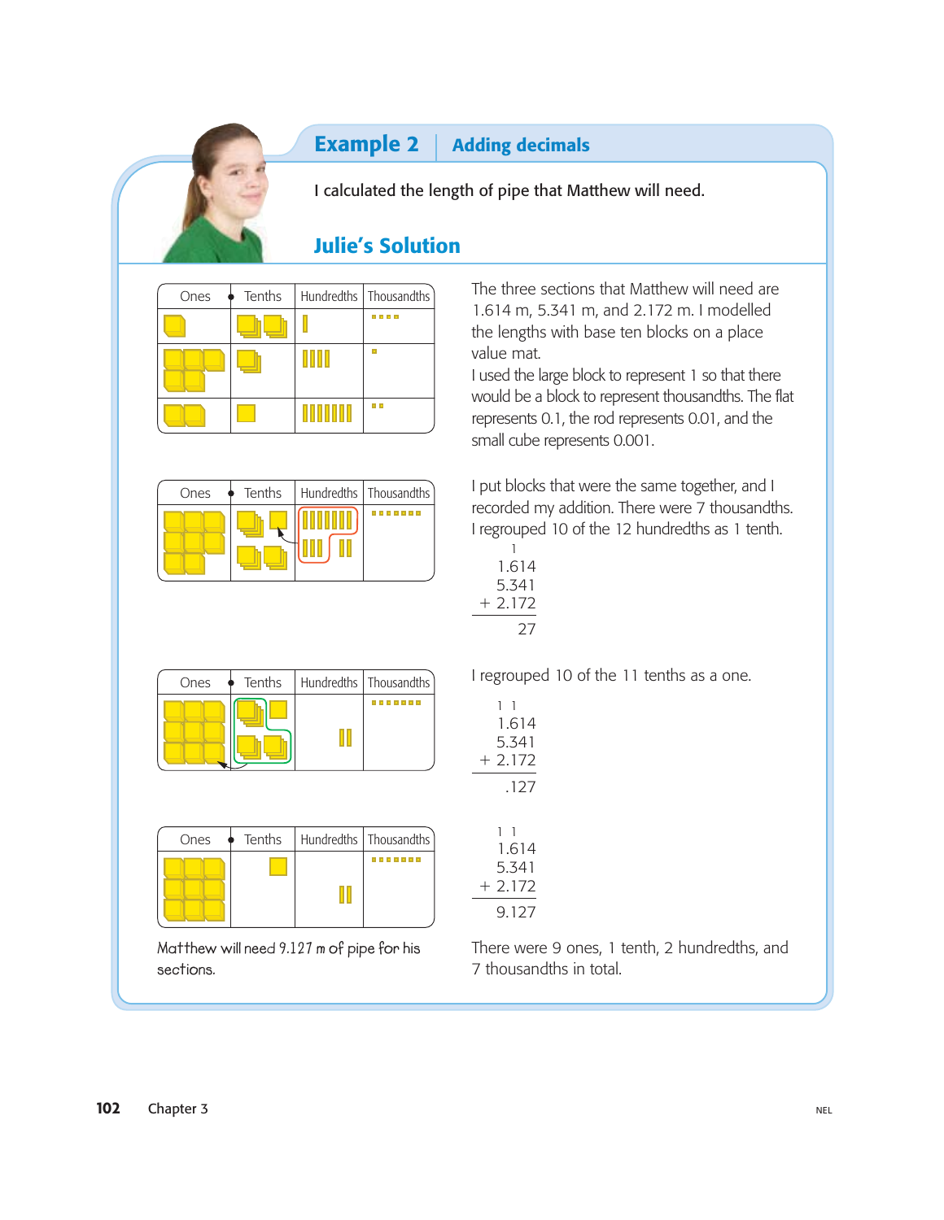## Example 2 | Adding decimals

I calculated the length of pipe that Matthew will need.

### Julie's Solution

| Ones | Tenths | Hundredths | Thousandths |
|---|---|---|---|
| | | | |
| | | | |
| | | | |

The three sections that Matthew will need are 1.614 m, 5.341 m, and 2.172 m. I modelled the lengths with base ten blocks on a place value mat.

I used the large block to represent 1 so that there would be a block to represent thousandths. The flat represents 0.1, the rod represents 0.01, and the small cube represents 0.001.

| Ones | Tenths | Hundredths | Thousandths |
|---|---|---|---|
| | | | |

I put blocks that were the same together, and I recorded my addition. There were 7 thousandths. I regrouped 10 of the 12 hundredths as 1 tenth.

```
   1
  1.614
  5.341
+ 2.172
-------
     27
```

| Ones | Tenths | Hundredths | Thousandths |
|---|---|---|---|
| | | | |

I regrouped 10 of the 11 tenths as a one.

```
 1 1
  1.614
  5.341
+ 2.172
-------
   .127
```

| Ones | Tenths | Hundredths | Thousandths |
|---|---|---|---|
| | | | |

```
 1 1
  1.614
  5.341
+ 2.172
-------
  9.127
```

Matthew will need 9.127 m of pipe for his sections.

There were 9 ones, 1 tenth, 2 hundredths, and 7 thousandths in total.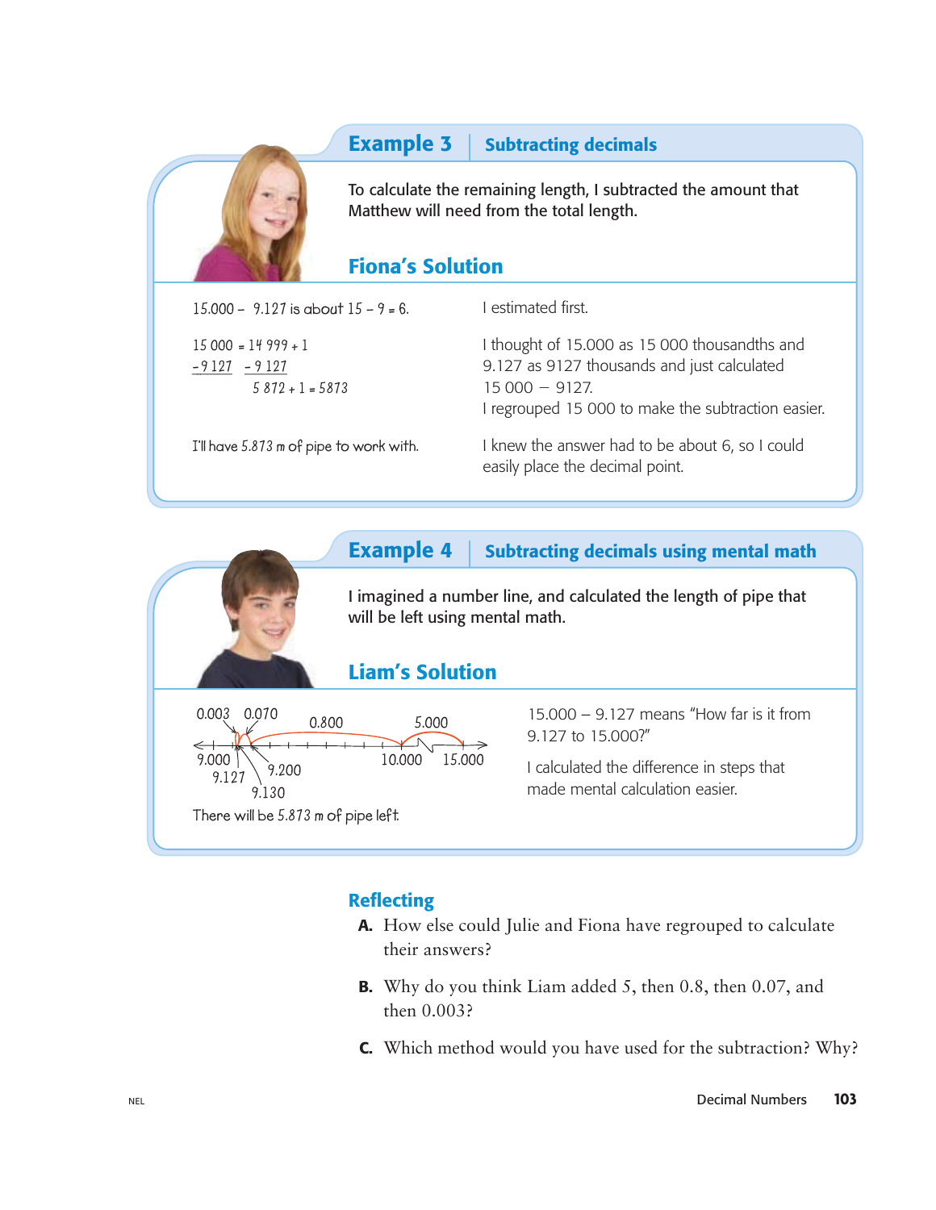## Example 3 | Subtracting decimals

To calculate the remaining length, I subtracted the amount that Matthew will need from the total length.

### Fiona's Solution

| | |
|---|---|
| 15.000 − 9.127 is about 15 − 9 = 6. | I estimated first. |
| $15\,000 = 14\,999 + 1$<br>$-9\,127 \quad -9\,127$<br>$5\,872 + 1 = 5873$ | I thought of 15.000 as 15 000 thousandths and 9.127 as 9127 thousands and just calculated 15 000 − 9127.<br>I regrouped 15 000 to make the subtraction easier. |
| I'll have 5.873 m of pipe to work with. | I knew the answer had to be about 6, so I could easily place the decimal point. |

## Example 4 | Subtracting decimals using mental math

I imagined a number line, and calculated the length of pipe that will be left using mental math.

### Liam's Solution

Number line: 9.000, 9.127, 9.130, 9.200, 10.000, 15.000, with jumps of 0.003, 0.070, 0.800, 5.000.

There will be 5.873 m of pipe left.

15.000 − 9.127 means "How far is it from 9.127 to 15.000?"

I calculated the difference in steps that made mental calculation easier.

### Reflecting

**A.** How else could Julie and Fiona have regrouped to calculate their answers?

**B.** Why do you think Liam added 5, then 0.8, then 0.07, and then 0.003?

**C.** Which method would you have used for the subtraction? Why?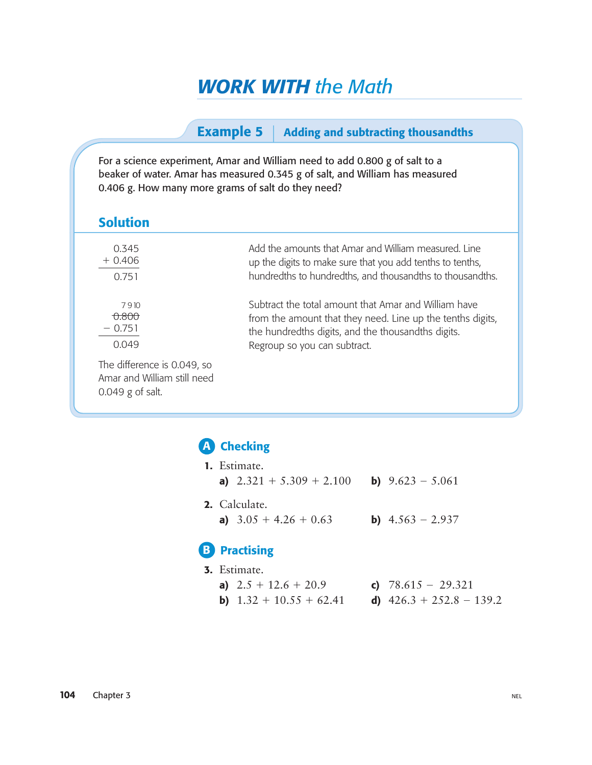# *WORK WITH the Math*

## Example 5 | Adding and subtracting thousandths

For a science experiment, Amar and William need to add 0.800 g of salt to a beaker of water. Amar has measured 0.345 g of salt, and William has measured 0.406 g. How many more grams of salt do they need?

### Solution

$$\begin{array}{r} 0.345 \\ +\ 0.406 \\ \hline 0.751 \end{array}$$

Add the amounts that Amar and William measured. Line up the digits to make sure that you add tenths to tenths, hundredths to hundredths, and thousandths to thousandths.

$$\begin{array}{r} \scriptsize{7\,9\,10} \\ \not{0.800} \\ -\ 0.751 \\ \hline 0.049 \end{array}$$

Subtract the total amount that Amar and William have from the amount that they need. Line up the tenths digits, the hundredths digits, and the thousandths digits. Regroup so you can subtract.

The difference is 0.049, so Amar and William still need 0.049 g of salt.

## A Checking

**1.** Estimate.

**a)** 2.321 + 5.309 + 2.100 **b)** 9.623 − 5.061

**2.** Calculate.

**a)** 3.05 + 4.26 + 0.63 **b)** 4.563 − 2.937

## B Practising

**3.** Estimate.

**a)** 2.5 + 12.6 + 20.9

**b)** 1.32 + 10.55 + 62.41

**c)** 78.615 − 29.321

**d)** 426.3 + 252.8 − 139.2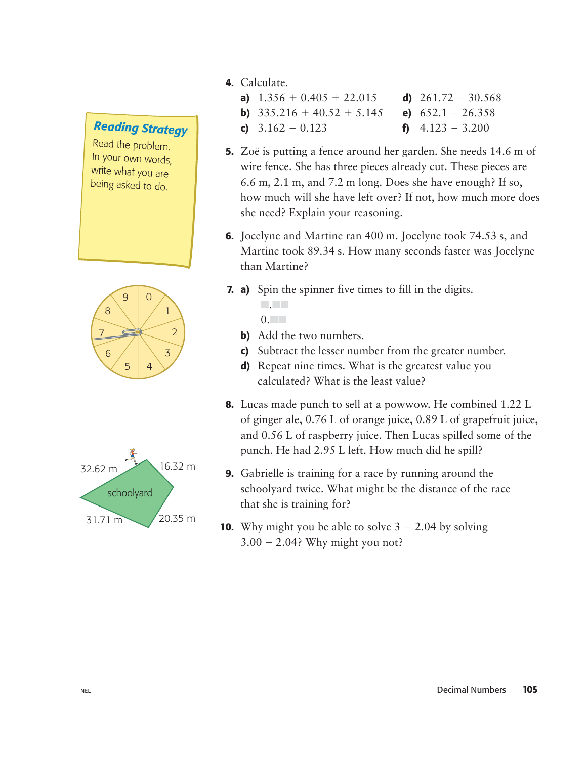4. Calculate.
   - **a)** $1.356 + 0.405 + 22.015$
   - **b)** $335.216 + 40.52 + 5.145$
   - **c)** $3.162 - 0.123$
   - **d)** $261.72 - 30.568$
   - **e)** $652.1 - 26.358$
   - **f)** $4.123 - 3.200$

**Reading Strategy**

Read the problem. In your own words, write what you are being asked to do.

5. Zoë is putting a fence around her garden. She needs 14.6 m of wire fence. She has three pieces already cut. These pieces are 6.6 m, 2.1 m, and 7.2 m long. Does she have enough? If so, how much will she have left over? If not, how much more does she need? Explain your reasoning.

6. Jocelyne and Martine ran 400 m. Jocelyne took 74.53 s, and Martine took 89.34 s. How many seconds faster was Jocelyne than Martine?

7. **a)** Spin the spinner five times to fill in the digits.

   ■.■■

   0.■■

   **b)** Add the two numbers.

   **c)** Subtract the lesser number from the greater number.

   **d)** Repeat nine times. What is the greatest value you calculated? What is the least value?

9 0 1 2 3 4 5 6 7 8

8. Lucas made punch to sell at a powwow. He combined 1.22 L of ginger ale, 0.76 L of orange juice, 0.89 L of grapefruit juice, and 0.56 L of raspberry juice. Then Lucas spilled some of the punch. He had 2.95 L left. How much did he spill?

9. Gabrielle is training for a race by running around the schoolyard twice. What might be the distance of the race that she is training for?

32.62 m
16.32 m
schoolyard
31.71 m
20.35 m

10. Why might you be able to solve $3 - 2.04$ by solving $3.00 - 2.04$? Why might you not?